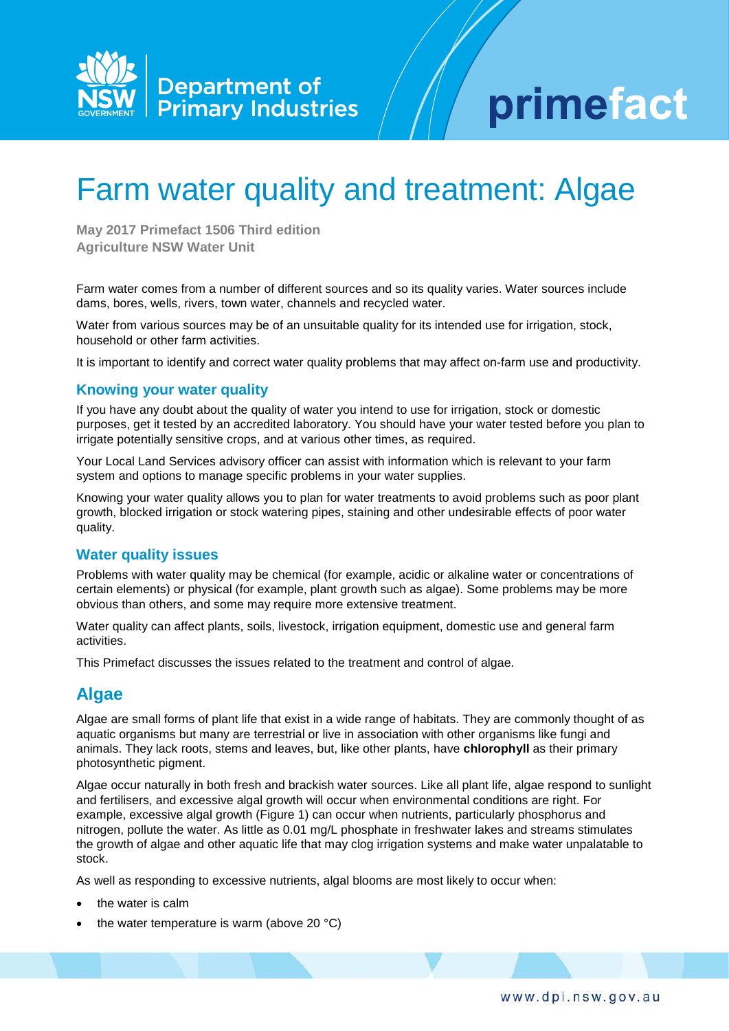# Farm water quality and treatment: Algae

**May 2017 Primefact 1506 Third edition**
**Agriculture NSW Water Unit**

Farm water comes from a number of different sources and so its quality varies. Water sources include dams, bores, wells, rivers, town water, channels and recycled water.

Water from various sources may be of an unsuitable quality for its intended use for irrigation, stock, household or other farm activities.

It is important to identify and correct water quality problems that may affect on-farm use and productivity.

### Knowing your water quality

If you have any doubt about the quality of water you intend to use for irrigation, stock or domestic purposes, get it tested by an accredited laboratory. You should have your water tested before you plan to irrigate potentially sensitive crops, and at various other times, as required.

Your Local Land Services advisory officer can assist with information which is relevant to your farm system and options to manage specific problems in your water supplies.

Knowing your water quality allows you to plan for water treatments to avoid problems such as poor plant growth, blocked irrigation or stock watering pipes, staining and other undesirable effects of poor water quality.

### Water quality issues

Problems with water quality may be chemical (for example, acidic or alkaline water or concentrations of certain elements) or physical (for example, plant growth such as algae). Some problems may be more obvious than others, and some may require more extensive treatment.

Water quality can affect plants, soils, livestock, irrigation equipment, domestic use and general farm activities.

This Primefact discusses the issues related to the treatment and control of algae.

## Algae

Algae are small forms of plant life that exist in a wide range of habitats. They are commonly thought of as aquatic organisms but many are terrestrial or live in association with other organisms like fungi and animals. They lack roots, stems and leaves, but, like other plants, have **chlorophyll** as their primary photosynthetic pigment.

Algae occur naturally in both fresh and brackish water sources. Like all plant life, algae respond to sunlight and fertilisers, and excessive algal growth will occur when environmental conditions are right. For example, excessive algal growth (Figure 1) can occur when nutrients, particularly phosphorus and nitrogen, pollute the water. As little as 0.01 mg/L phosphate in freshwater lakes and streams stimulates the growth of algae and other aquatic life that may clog irrigation systems and make water unpalatable to stock.

As well as responding to excessive nutrients, algal blooms are most likely to occur when:

- the water is calm
- the water temperature is warm (above 20 °C)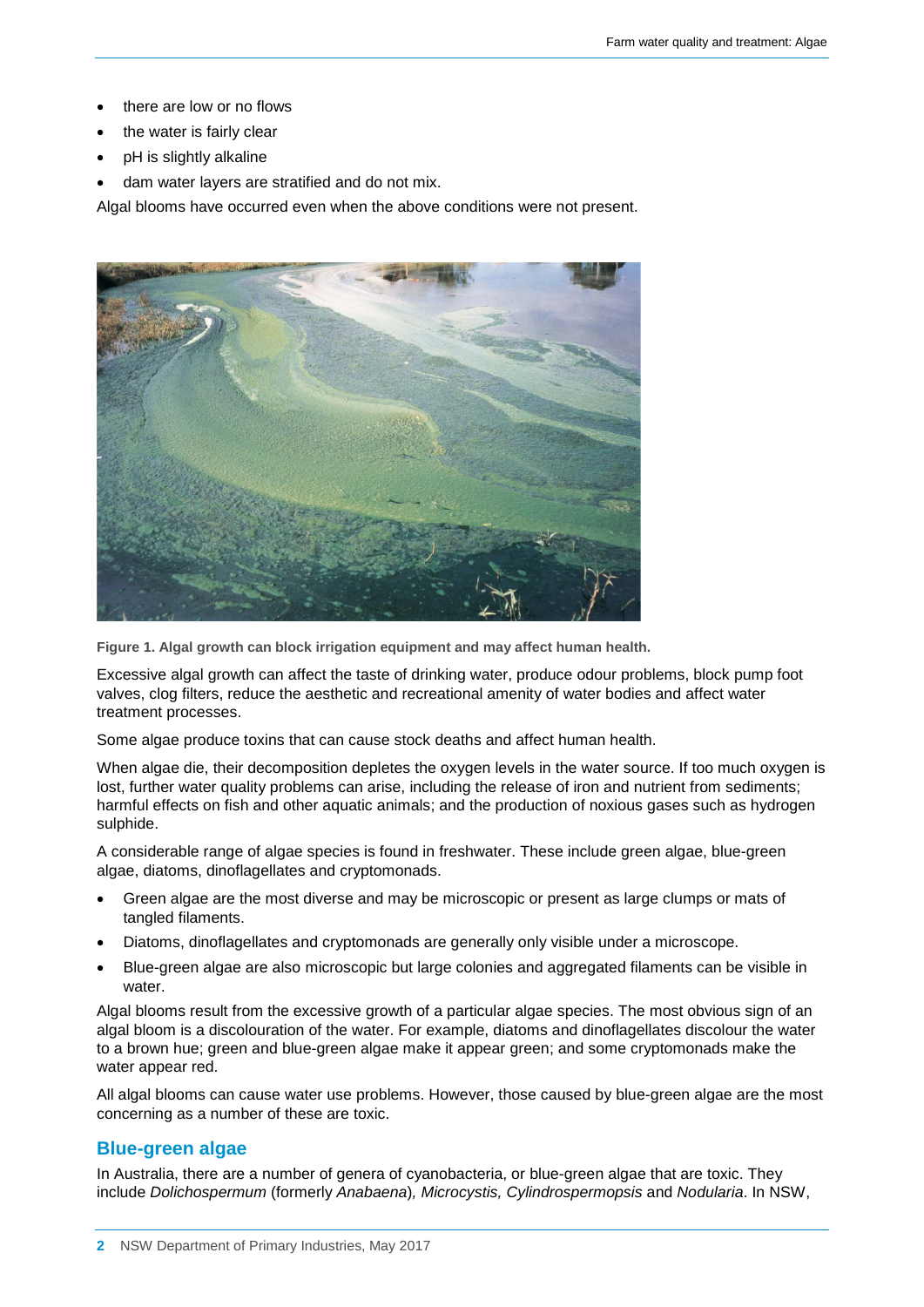- there are low or no flows
- the water is fairly clear
- pH is slightly alkaline
- dam water layers are stratified and do not mix.

Algal blooms have occurred even when the above conditions were not present.

**Figure 1. Algal growth can block irrigation equipment and may affect human health.**

Excessive algal growth can affect the taste of drinking water, produce odour problems, block pump foot valves, clog filters, reduce the aesthetic and recreational amenity of water bodies and affect water treatment processes.

Some algae produce toxins that can cause stock deaths and affect human health.

When algae die, their decomposition depletes the oxygen levels in the water source. If too much oxygen is lost, further water quality problems can arise, including the release of iron and nutrient from sediments; harmful effects on fish and other aquatic animals; and the production of noxious gases such as hydrogen sulphide.

A considerable range of algae species is found in freshwater. These include green algae, blue-green algae, diatoms, dinoflagellates and cryptomonads.

- Green algae are the most diverse and may be microscopic or present as large clumps or mats of tangled filaments.
- Diatoms, dinoflagellates and cryptomonads are generally only visible under a microscope.
- Blue-green algae are also microscopic but large colonies and aggregated filaments can be visible in water.

Algal blooms result from the excessive growth of a particular algae species. The most obvious sign of an algal bloom is a discolouration of the water. For example, diatoms and dinoflagellates discolour the water to a brown hue; green and blue-green algae make it appear green; and some cryptomonads make the water appear red.

All algal blooms can cause water use problems. However, those caused by blue-green algae are the most concerning as a number of these are toxic.

## Blue-green algae

In Australia, there are a number of genera of cyanobacteria, or blue-green algae that are toxic. They include *Dolichospermum* (formerly *Anabaena*), *Microcystis, Cylindrospermopsis* and *Nodularia*. In NSW,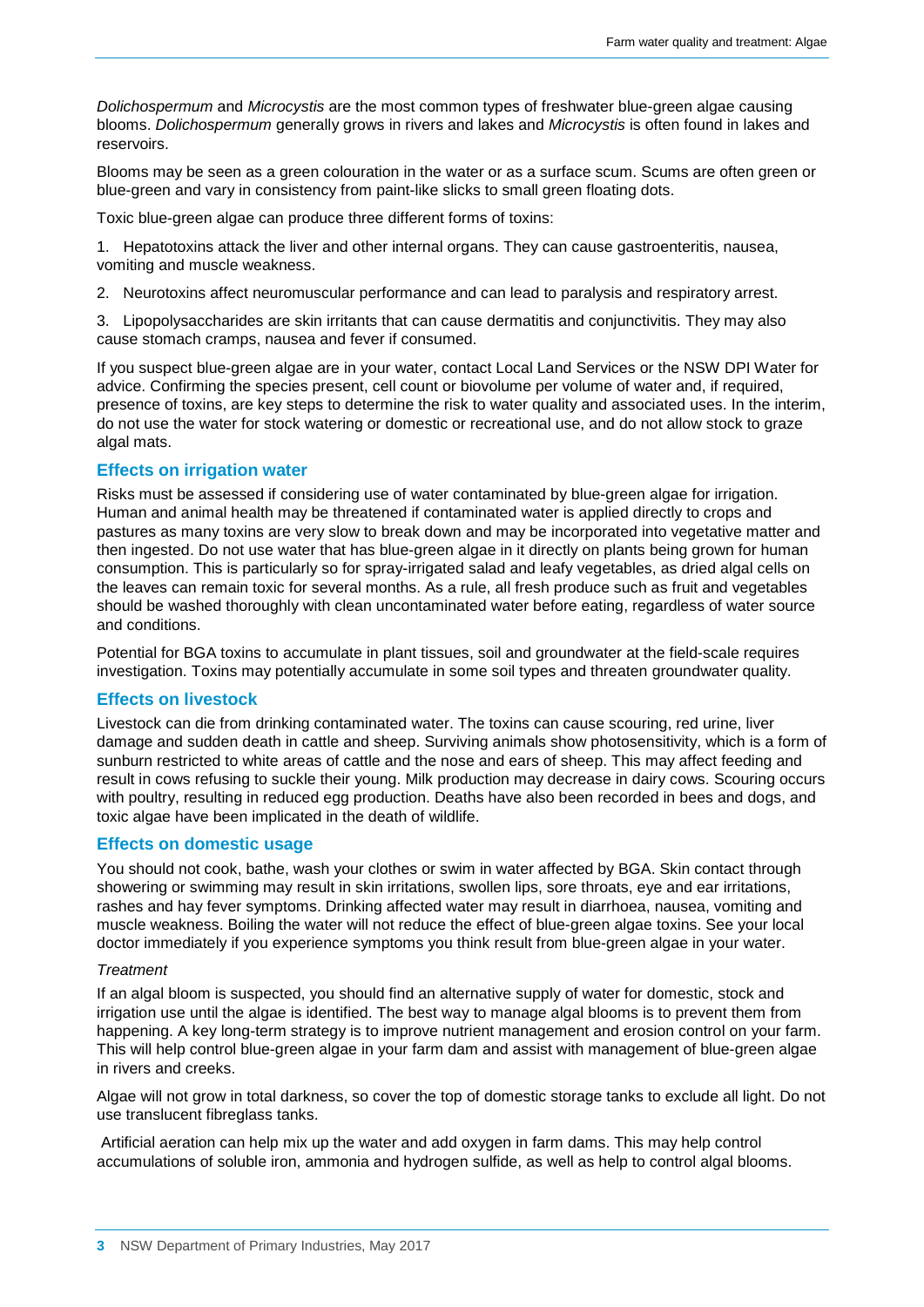*Dolichospermum* and *Microcystis* are the most common types of freshwater blue-green algae causing blooms. *Dolichospermum* generally grows in rivers and lakes and *Microcystis* is often found in lakes and reservoirs.

Blooms may be seen as a green colouration in the water or as a surface scum. Scums are often green or blue-green and vary in consistency from paint-like slicks to small green floating dots.

Toxic blue-green algae can produce three different forms of toxins:

1. Hepatotoxins attack the liver and other internal organs. They can cause gastroenteritis, nausea, vomiting and muscle weakness.
2. Neurotoxins affect neuromuscular performance and can lead to paralysis and respiratory arrest.
3. Lipopolysaccharides are skin irritants that can cause dermatitis and conjunctivitis. They may also cause stomach cramps, nausea and fever if consumed.

If you suspect blue-green algae are in your water, contact Local Land Services or the NSW DPI Water for advice. Confirming the species present, cell count or biovolume per volume of water and, if required, presence of toxins, are key steps to determine the risk to water quality and associated uses. In the interim, do not use the water for stock watering or domestic or recreational use, and do not allow stock to graze algal mats.

## Effects on irrigation water

Risks must be assessed if considering use of water contaminated by blue-green algae for irrigation. Human and animal health may be threatened if contaminated water is applied directly to crops and pastures as many toxins are very slow to break down and may be incorporated into vegetative matter and then ingested. Do not use water that has blue-green algae in it directly on plants being grown for human consumption. This is particularly so for spray-irrigated salad and leafy vegetables, as dried algal cells on the leaves can remain toxic for several months. As a rule, all fresh produce such as fruit and vegetables should be washed thoroughly with clean uncontaminated water before eating, regardless of water source and conditions.

Potential for BGA toxins to accumulate in plant tissues, soil and groundwater at the field-scale requires investigation. Toxins may potentially accumulate in some soil types and threaten groundwater quality.

## Effects on livestock

Livestock can die from drinking contaminated water. The toxins can cause scouring, red urine, liver damage and sudden death in cattle and sheep. Surviving animals show photosensitivity, which is a form of sunburn restricted to white areas of cattle and the nose and ears of sheep. This may affect feeding and result in cows refusing to suckle their young. Milk production may decrease in dairy cows. Scouring occurs with poultry, resulting in reduced egg production. Deaths have also been recorded in bees and dogs, and toxic algae have been implicated in the death of wildlife.

## Effects on domestic usage

You should not cook, bathe, wash your clothes or swim in water affected by BGA. Skin contact through showering or swimming may result in skin irritations, swollen lips, sore throats, eye and ear irritations, rashes and hay fever symptoms. Drinking affected water may result in diarrhoea, nausea, vomiting and muscle weakness. Boiling the water will not reduce the effect of blue-green algae toxins. See your local doctor immediately if you experience symptoms you think result from blue-green algae in your water.

### *Treatment*

If an algal bloom is suspected, you should find an alternative supply of water for domestic, stock and irrigation use until the algae is identified. The best way to manage algal blooms is to prevent them from happening. A key long-term strategy is to improve nutrient management and erosion control on your farm. This will help control blue-green algae in your farm dam and assist with management of blue-green algae in rivers and creeks.

Algae will not grow in total darkness, so cover the top of domestic storage tanks to exclude all light. Do not use translucent fibreglass tanks.

Artificial aeration can help mix up the water and add oxygen in farm dams. This may help control accumulations of soluble iron, ammonia and hydrogen sulfide, as well as help to control algal blooms.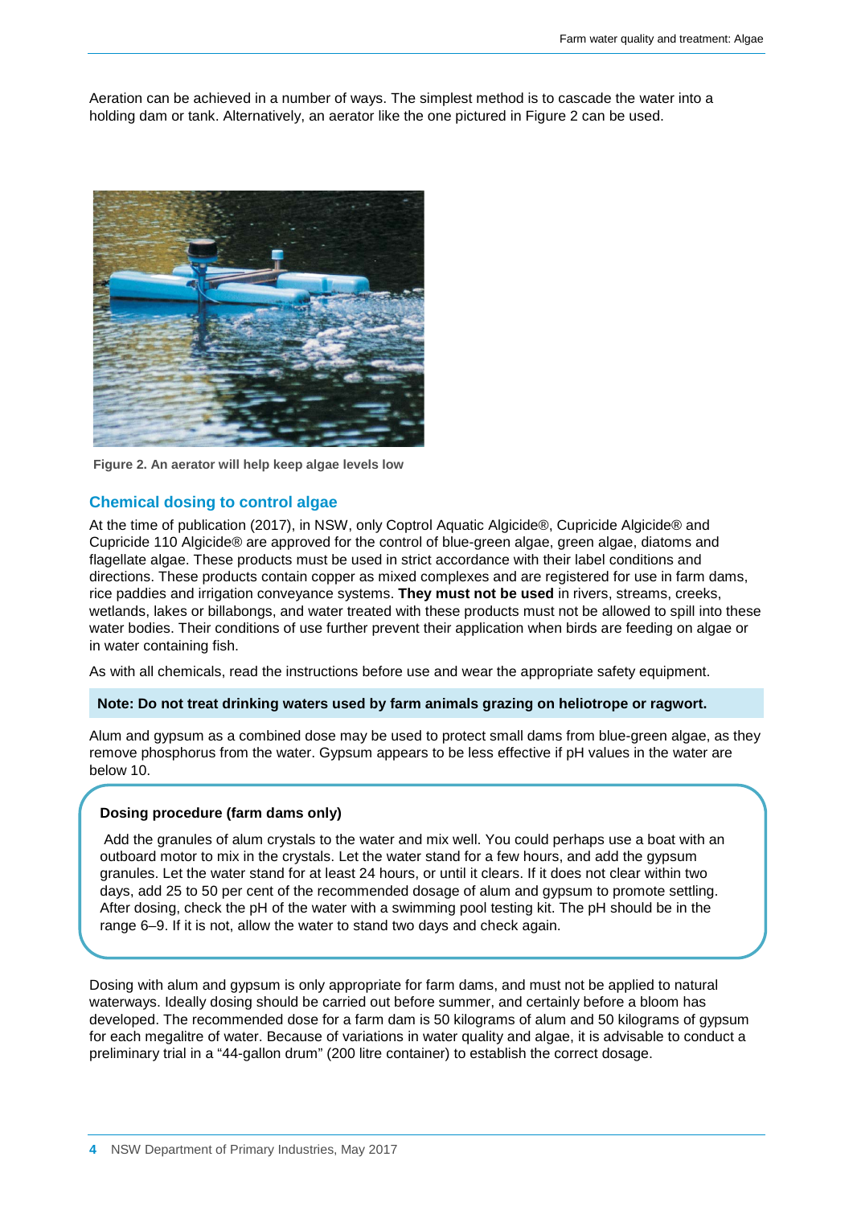Aeration can be achieved in a number of ways. The simplest method is to cascade the water into a holding dam or tank. Alternatively, an aerator like the one pictured in Figure 2 can be used.

**Figure 2. An aerator will help keep algae levels low**

## Chemical dosing to control algae

At the time of publication (2017), in NSW, only Coptrol Aquatic Algicide®, Cupricide Algicide® and Cupricide 110 Algicide® are approved for the control of blue-green algae, green algae, diatoms and flagellate algae. These products must be used in strict accordance with their label conditions and directions. These products contain copper as mixed complexes and are registered for use in farm dams, rice paddies and irrigation conveyance systems. **They must not be used** in rivers, streams, creeks, wetlands, lakes or billabongs, and water treated with these products must not be allowed to spill into these water bodies. Their conditions of use further prevent their application when birds are feeding on algae or in water containing fish.

As with all chemicals, read the instructions before use and wear the appropriate safety equipment.

**Note: Do not treat drinking waters used by farm animals grazing on heliotrope or ragwort.**

Alum and gypsum as a combined dose may be used to protect small dams from blue-green algae, as they remove phosphorus from the water. Gypsum appears to be less effective if pH values in the water are below 10.

### Dosing procedure (farm dams only)

Add the granules of alum crystals to the water and mix well. You could perhaps use a boat with an outboard motor to mix in the crystals. Let the water stand for a few hours, and add the gypsum granules. Let the water stand for at least 24 hours, or until it clears. If it does not clear within two days, add 25 to 50 per cent of the recommended dosage of alum and gypsum to promote settling. After dosing, check the pH of the water with a swimming pool testing kit. The pH should be in the range 6–9. If it is not, allow the water to stand two days and check again.

Dosing with alum and gypsum is only appropriate for farm dams, and must not be applied to natural waterways. Ideally dosing should be carried out before summer, and certainly before a bloom has developed. The recommended dose for a farm dam is 50 kilograms of alum and 50 kilograms of gypsum for each megalitre of water. Because of variations in water quality and algae, it is advisable to conduct a preliminary trial in a "44-gallon drum" (200 litre container) to establish the correct dosage.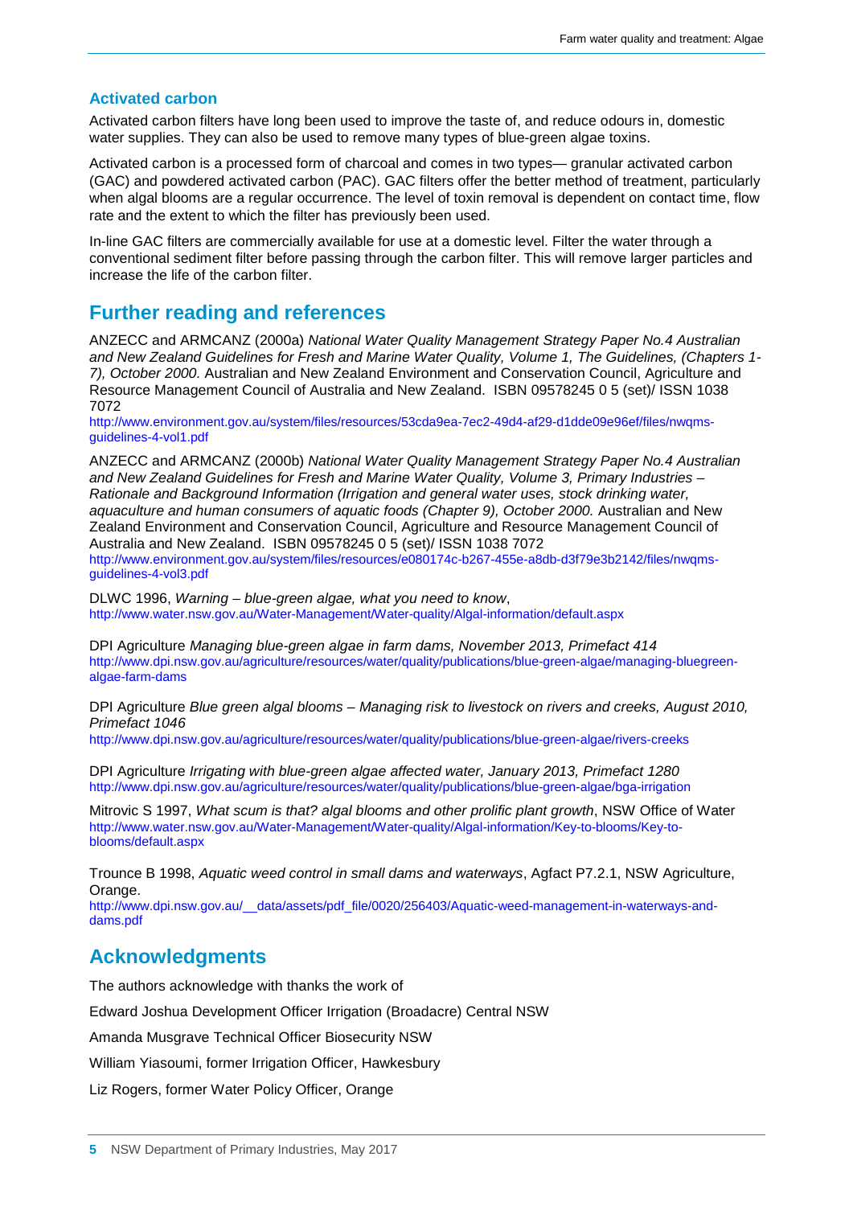### Activated carbon

Activated carbon filters have long been used to improve the taste of, and reduce odours in, domestic water supplies. They can also be used to remove many types of blue-green algae toxins.

Activated carbon is a processed form of charcoal and comes in two types— granular activated carbon (GAC) and powdered activated carbon (PAC). GAC filters offer the better method of treatment, particularly when algal blooms are a regular occurrence. The level of toxin removal is dependent on contact time, flow rate and the extent to which the filter has previously been used.

In-line GAC filters are commercially available for use at a domestic level. Filter the water through a conventional sediment filter before passing through the carbon filter. This will remove larger particles and increase the life of the carbon filter.

## Further reading and references

ANZECC and ARMCANZ (2000a) *National Water Quality Management Strategy Paper No.4 Australian and New Zealand Guidelines for Fresh and Marine Water Quality, Volume 1, The Guidelines, (Chapters 1-7), October 2000.* Australian and New Zealand Environment and Conservation Council, Agriculture and Resource Management Council of Australia and New Zealand. ISBN 09578245 0 5 (set)/ ISSN 1038 7072
http://www.environment.gov.au/system/files/resources/53cda9ea-7ec2-49d4-af29-d1dde09e96ef/files/nwqms-guidelines-4-vol1.pdf

ANZECC and ARMCANZ (2000b) *National Water Quality Management Strategy Paper No.4 Australian and New Zealand Guidelines for Fresh and Marine Water Quality, Volume 3, Primary Industries – Rationale and Background Information (Irrigation and general water uses, stock drinking water, aquaculture and human consumers of aquatic foods (Chapter 9), October 2000.* Australian and New Zealand Environment and Conservation Council, Agriculture and Resource Management Council of Australia and New Zealand. ISBN 09578245 0 5 (set)/ ISSN 1038 7072
http://www.environment.gov.au/system/files/resources/e080174c-b267-455e-a8db-d3f79e3b2142/files/nwqms-guidelines-4-vol3.pdf

DLWC 1996, *Warning – blue-green algae, what you need to know*,
http://www.water.nsw.gov.au/Water-Management/Water-quality/Algal-information/default.aspx

DPI Agriculture *Managing blue-green algae in farm dams, November 2013, Primefact 414*
http://www.dpi.nsw.gov.au/agriculture/resources/water/quality/publications/blue-green-algae/managing-bluegreen-algae-farm-dams

DPI Agriculture *Blue green algal blooms – Managing risk to livestock on rivers and creeks, August 2010, Primefact 1046*
http://www.dpi.nsw.gov.au/agriculture/resources/water/quality/publications/blue-green-algae/rivers-creeks

DPI Agriculture *Irrigating with blue-green algae affected water, January 2013, Primefact 1280*
http://www.dpi.nsw.gov.au/agriculture/resources/water/quality/publications/blue-green-algae/bga-irrigation

Mitrovic S 1997, *What scum is that? algal blooms and other prolific plant growth*, NSW Office of Water
http://www.water.nsw.gov.au/Water-Management/Water-quality/Algal-information/Key-to-blooms/Key-to-blooms/default.aspx

Trounce B 1998, *Aquatic weed control in small dams and waterways*, Agfact P7.2.1, NSW Agriculture, Orange.
http://www.dpi.nsw.gov.au/__data/assets/pdf_file/0020/256403/Aquatic-weed-management-in-waterways-and-dams.pdf

## Acknowledgments

The authors acknowledge with thanks the work of

Edward Joshua Development Officer Irrigation (Broadacre) Central NSW

Amanda Musgrave Technical Officer Biosecurity NSW

William Yiasoumi, former Irrigation Officer, Hawkesbury

Liz Rogers, former Water Policy Officer, Orange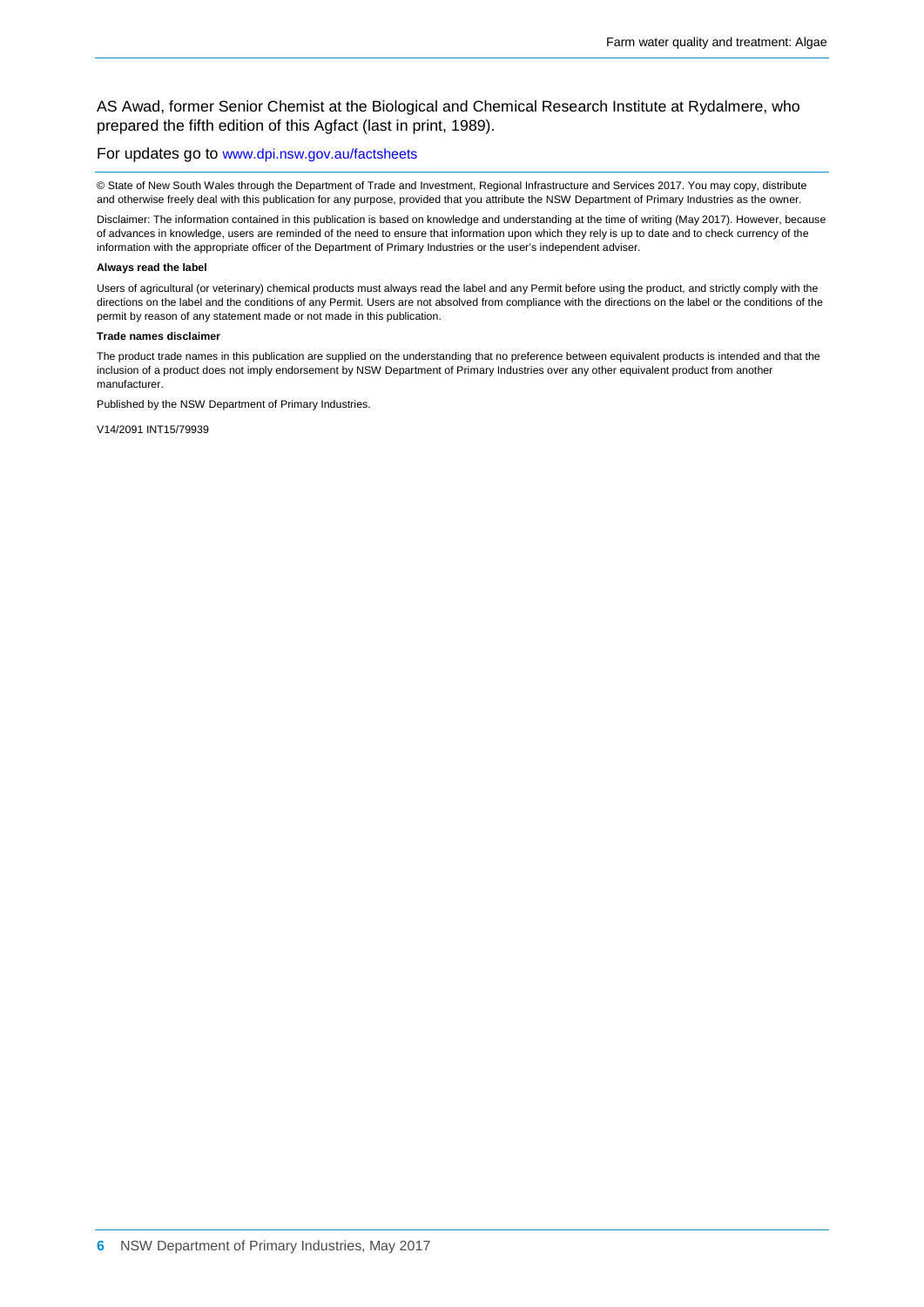AS Awad, former Senior Chemist at the Biological and Chemical Research Institute at Rydalmere, who prepared the fifth edition of this Agfact (last in print, 1989).

For updates go to www.dpi.nsw.gov.au/factsheets

© State of New South Wales through the Department of Trade and Investment, Regional Infrastructure and Services 2017. You may copy, distribute and otherwise freely deal with this publication for any purpose, provided that you attribute the NSW Department of Primary Industries as the owner.

Disclaimer: The information contained in this publication is based on knowledge and understanding at the time of writing (May 2017). However, because of advances in knowledge, users are reminded of the need to ensure that information upon which they rely is up to date and to check currency of the information with the appropriate officer of the Department of Primary Industries or the user's independent adviser.

**Always read the label**

Users of agricultural (or veterinary) chemical products must always read the label and any Permit before using the product, and strictly comply with the directions on the label and the conditions of any Permit. Users are not absolved from compliance with the directions on the label or the conditions of the permit by reason of any statement made or not made in this publication.

**Trade names disclaimer**

The product trade names in this publication are supplied on the understanding that no preference between equivalent products is intended and that the inclusion of a product does not imply endorsement by NSW Department of Primary Industries over any other equivalent product from another manufacturer.

Published by the NSW Department of Primary Industries.

V14/2091 INT15/79939